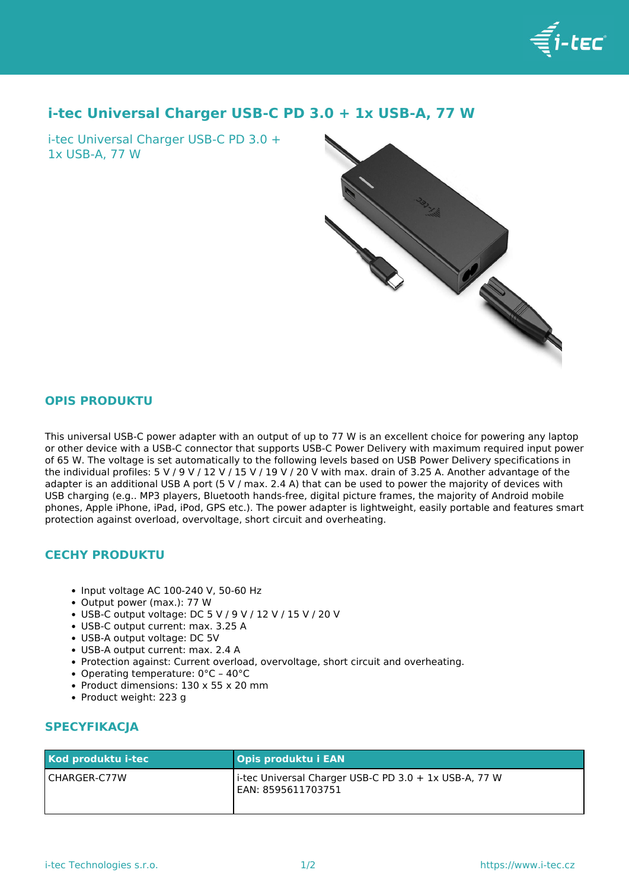# i-tec Universal Charger USB-C PD 3.0 + 1x USB-A, 77 W

i-tec Universal Charger USB-C PD 3.0 + 1x USB-A, 77 W

## OPIS PRODUKTU

This universal USB-C power adapter with an output of up to 77 W is an excellent choice for powering any laptop or other device with a USB-C connector that supports USB-C Power Delivery with maximum required input power of 65 W. The voltage is set automatically to the following levels based on USB Power Delivery specifications in the individual profiles: 5 V / 9 V / 12 V / 15 V / 19 V / 20 V with max. drain of 3.25 A. Another advantage of the adapter is an additional USB A port (5 V / max. 2.4 A) that can be used to power the majority of devices with USB charging (e.g.. MP3 players, Bluetooth hands-free, digital picture frames, the majority of Android mobile phones, Apple iPhone, iPad, iPod, GPS etc.). The power adapter is lightweight, easily portable and features smart protection against overload, overvoltage, short circuit and overheating.

## CECHY PRODUKTU

- Input voltage AC 100-240 V, 50-60 Hz
- Output power (max.): 77 W
- USB-C output voltage: DC 5 V / 9 V / 12 V / 15 V / 20 V
- USB-C output current: max. 3.25 A
- USB-A output voltage: DC 5V
- USB-A output current: max. 2.4 A
- Protection against: Current overload, overvoltage, short circuit and overheating.
- Operating temperature: 0°C – 40°C
- Product dimensions: 130 x 55 x 20 mm
- Product weight: 223 g

## SPECYFIKACJA

| Kod produktu i-tec | Opis produktu i EAN |
|---|---|
| CHARGER-C77W | i-tec Universal Charger USB-C PD 3.0 + 1x USB-A, 77 W<br>EAN: 8595611703751 |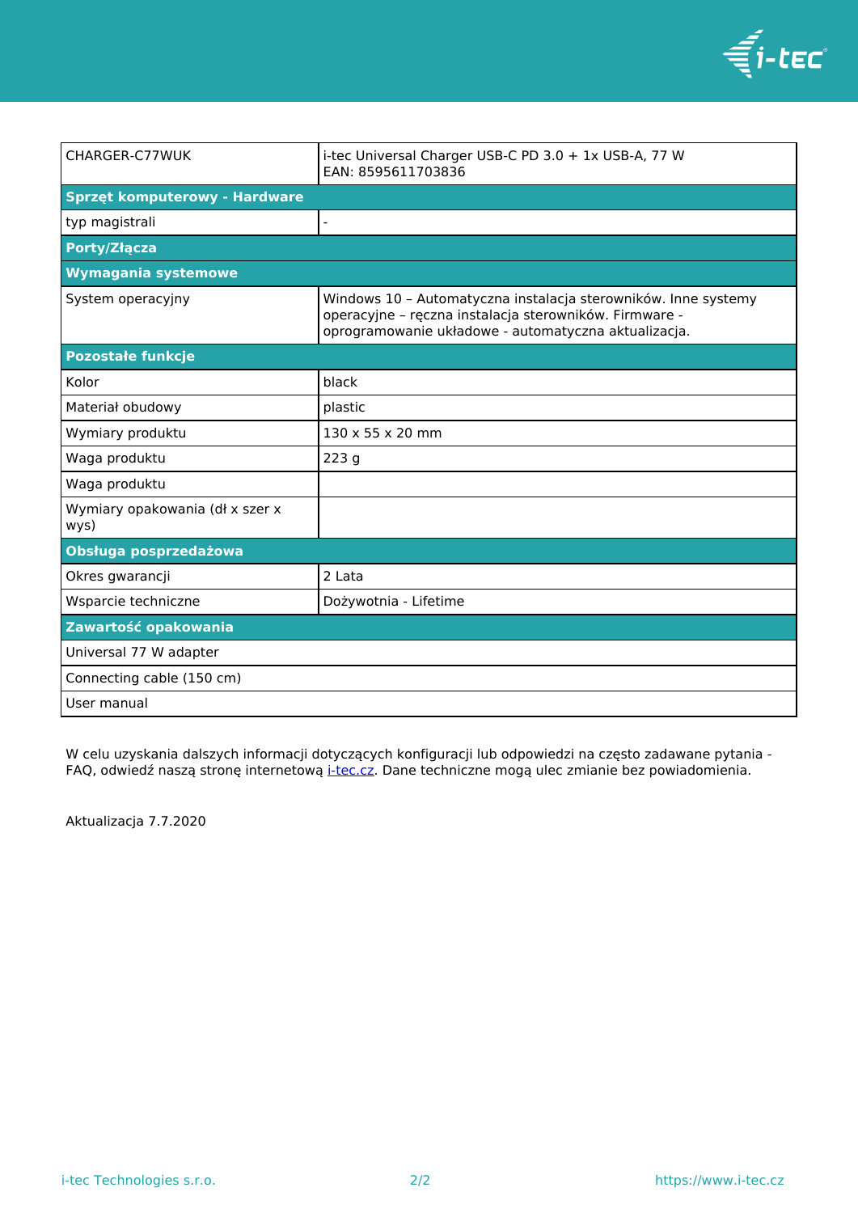| | |
|---|---|
| CHARGER-C77WUK | i-tec Universal Charger USB-C PD 3.0 + 1x USB-A, 77 W<br>EAN: 8595611703836 |
| **Sprzęt komputerowy - Hardware** | |
| typ magistrali | - |
| **Porty/Złącza** | |
| **Wymagania systemowe** | |
| System operacyjny | Windows 10 – Automatyczna instalacja sterowników. Inne systemy operacyjne – ręczna instalacja sterowników. Firmware - oprogramowanie układowe - automatyczna aktualizacja. |
| **Pozostałe funkcje** | |
| Kolor | black |
| Materiał obudowy | plastic |
| Wymiary produktu | 130 x 55 x 20 mm |
| Waga produktu | 223 g |
| Waga produktu | |
| Wymiary opakowania (dł x szer x wys) | |
| **Obsługa posprzedażowa** | |
| Okres gwarancji | 2 Lata |
| Wsparcie techniczne | Dożywotnia - Lifetime |
| **Zawartość opakowania** | |
| Universal 77 W adapter | |
| Connecting cable (150 cm) | |
| User manual | |

W celu uzyskania dalszych informacji dotyczących konfiguracji lub odpowiedzi na często zadawane pytania - FAQ, odwiedź naszą stronę internetową i-tec.cz. Dane techniczne mogą ulec zmianie bez powiadomienia.

Aktualizacja 7.7.2020